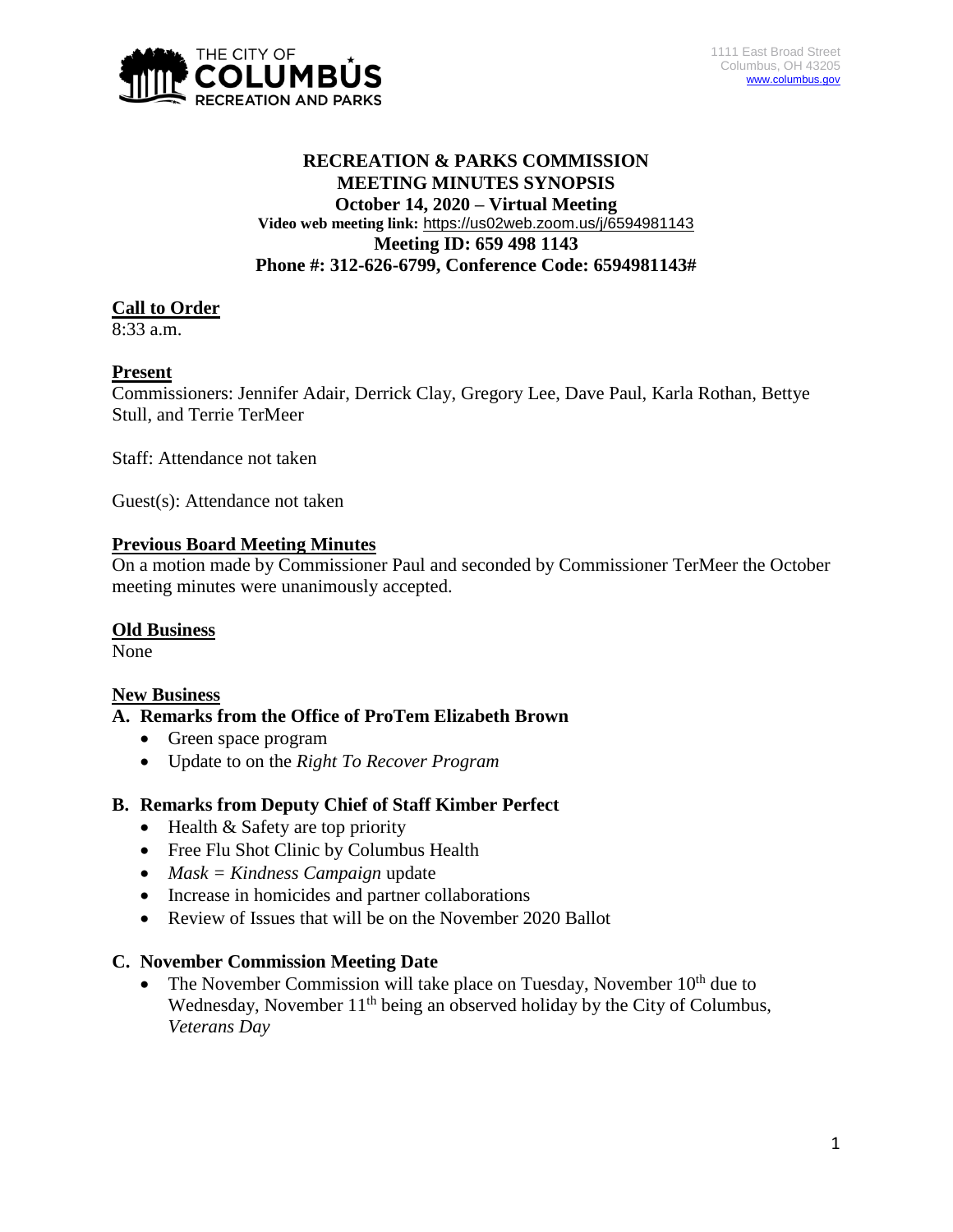THE CITY OF COLUMBUS RECREATION AND PARKS

1111 East Broad Street
Columbus, OH 43205
www.columbus.gov

# RECREATION & PARKS COMMISSION
# MEETING MINUTES SYNOPSIS
## October 14, 2020 – Virtual Meeting

**Video web meeting link:** https://us02web.zoom.us/j/6594981143
**Meeting ID: 659 498 1143**
**Phone #: 312-626-6799, Conference Code: 6594981143#**

## Call to Order

8:33 a.m.

## Present

Commissioners: Jennifer Adair, Derrick Clay, Gregory Lee, Dave Paul, Karla Rothan, Bettye Stull, and Terrie TerMeer

Staff: Attendance not taken

Guest(s): Attendance not taken

## Previous Board Meeting Minutes

On a motion made by Commissioner Paul and seconded by Commissioner TerMeer the October meeting minutes were unanimously accepted.

## Old Business

None

## New Business

### A. Remarks from the Office of ProTem Elizabeth Brown

- Green space program
- Update to on the *Right To Recover Program*

### B. Remarks from Deputy Chief of Staff Kimber Perfect

- Health & Safety are top priority
- Free Flu Shot Clinic by Columbus Health
- *Mask = Kindness Campaign* update
- Increase in homicides and partner collaborations
- Review of Issues that will be on the November 2020 Ballot

### C. November Commission Meeting Date

- The November Commission will take place on Tuesday, November 10th due to Wednesday, November 11th being an observed holiday by the City of Columbus, *Veterans Day*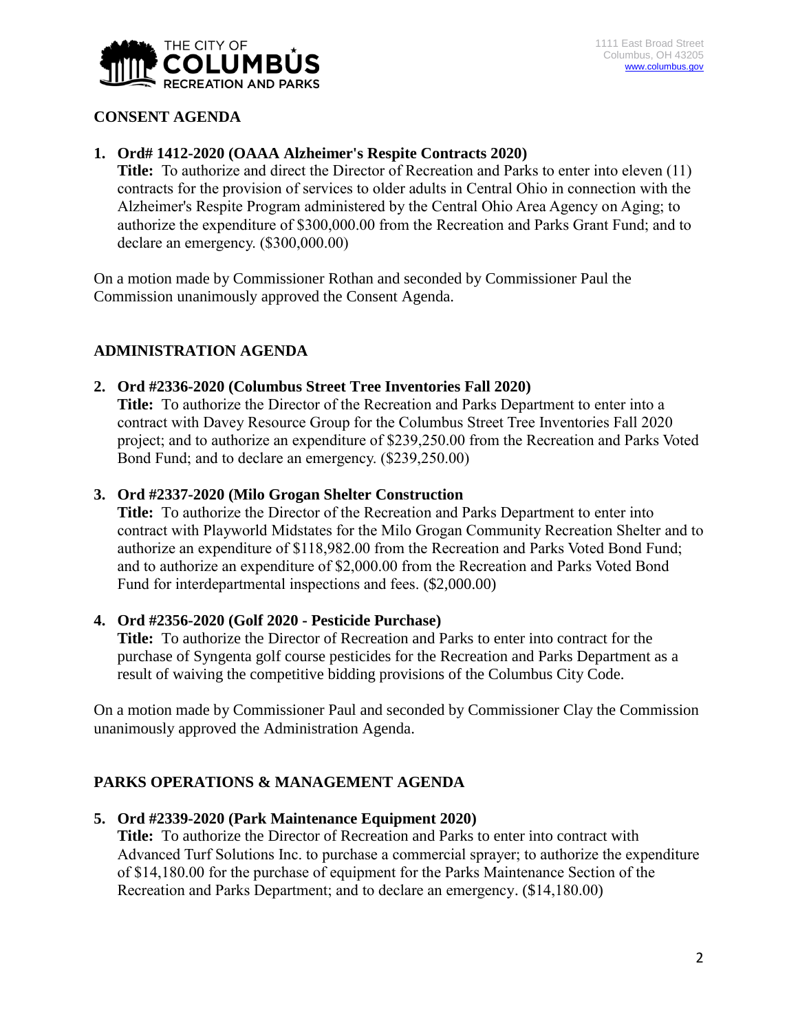## CONSENT AGENDA

**1. Ord# 1412-2020 (OAAA Alzheimer's Respite Contracts 2020)**
**Title:** To authorize and direct the Director of Recreation and Parks to enter into eleven (11) contracts for the provision of services to older adults in Central Ohio in connection with the Alzheimer's Respite Program administered by the Central Ohio Area Agency on Aging; to authorize the expenditure of $300,000.00 from the Recreation and Parks Grant Fund; and to declare an emergency. ($300,000.00)

On a motion made by Commissioner Rothan and seconded by Commissioner Paul the Commission unanimously approved the Consent Agenda.

## ADMINISTRATION AGENDA

**2. Ord #2336-2020 (Columbus Street Tree Inventories Fall 2020)**
**Title:** To authorize the Director of the Recreation and Parks Department to enter into a contract with Davey Resource Group for the Columbus Street Tree Inventories Fall 2020 project; and to authorize an expenditure of $239,250.00 from the Recreation and Parks Voted Bond Fund; and to declare an emergency. ($239,250.00)

**3. Ord #2337-2020 (Milo Grogan Shelter Construction**
**Title:** To authorize the Director of the Recreation and Parks Department to enter into contract with Playworld Midstates for the Milo Grogan Community Recreation Shelter and to authorize an expenditure of $118,982.00 from the Recreation and Parks Voted Bond Fund; and to authorize an expenditure of $2,000.00 from the Recreation and Parks Voted Bond Fund for interdepartmental inspections and fees. ($2,000.00)

**4. Ord #2356-2020 (Golf 2020 - Pesticide Purchase)**
**Title:** To authorize the Director of Recreation and Parks to enter into contract for the purchase of Syngenta golf course pesticides for the Recreation and Parks Department as a result of waiving the competitive bidding provisions of the Columbus City Code.

On a motion made by Commissioner Paul and seconded by Commissioner Clay the Commission unanimously approved the Administration Agenda.

## PARKS OPERATIONS & MANAGEMENT AGENDA

**5. Ord #2339-2020 (Park Maintenance Equipment 2020)**
**Title:** To authorize the Director of Recreation and Parks to enter into contract with Advanced Turf Solutions Inc. to purchase a commercial sprayer; to authorize the expenditure of $14,180.00 for the purchase of equipment for the Parks Maintenance Section of the Recreation and Parks Department; and to declare an emergency. ($14,180.00)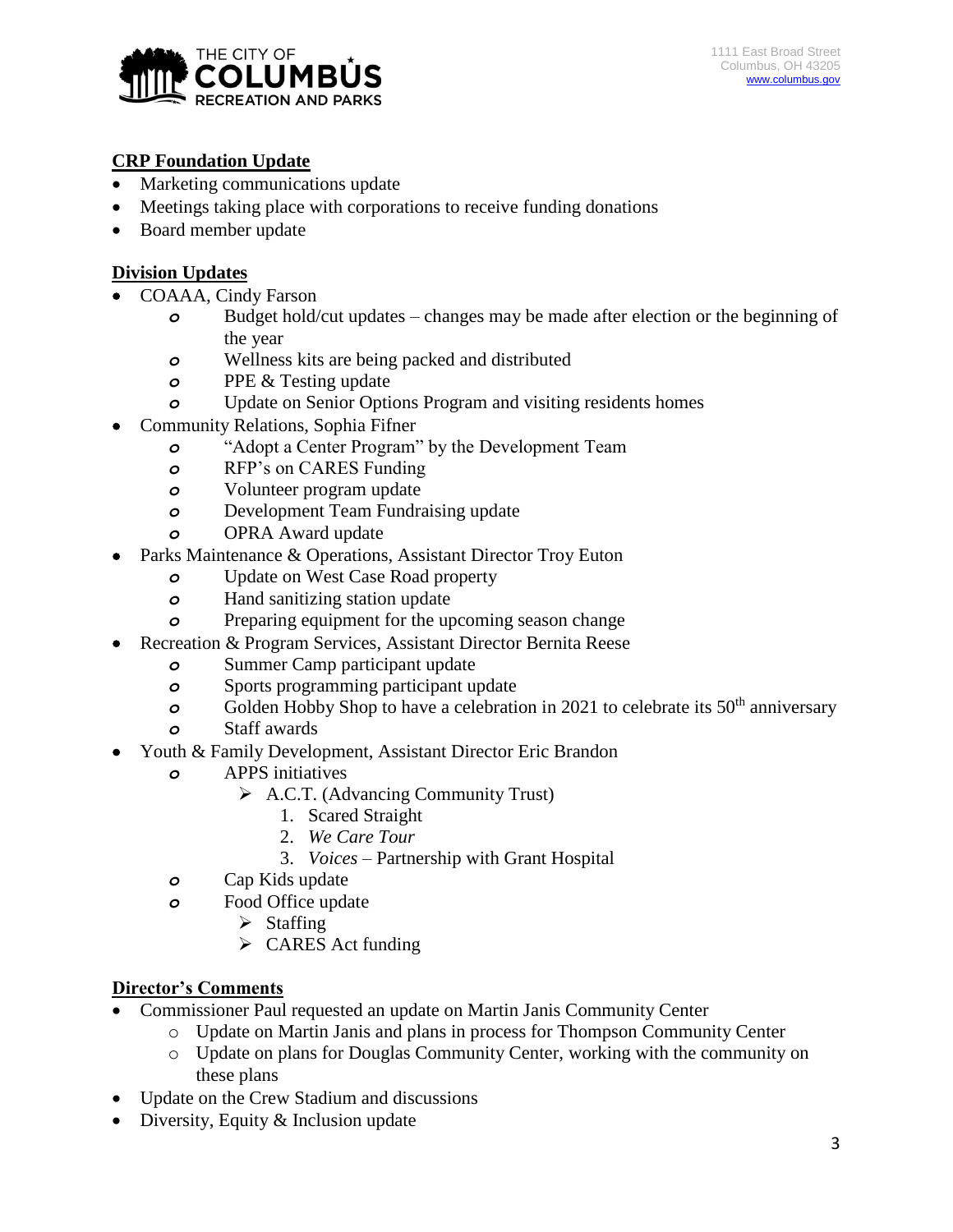**CRP Foundation Update**

- Marketing communications update
- Meetings taking place with corporations to receive funding donations
- Board member update

**Division Updates**

- COAAA, Cindy Farson
  - Budget hold/cut updates – changes may be made after election or the beginning of the year
  - Wellness kits are being packed and distributed
  - PPE & Testing update
  - Update on Senior Options Program and visiting residents homes
- Community Relations, Sophia Fifner
  - "Adopt a Center Program" by the Development Team
  - RFP's on CARES Funding
  - Volunteer program update
  - Development Team Fundraising update
  - OPRA Award update
- Parks Maintenance & Operations, Assistant Director Troy Euton
  - Update on West Case Road property
  - Hand sanitizing station update
  - Preparing equipment for the upcoming season change
- Recreation & Program Services, Assistant Director Bernita Reese
  - Summer Camp participant update
  - Sports programming participant update
  - Golden Hobby Shop to have a celebration in 2021 to celebrate its 50th anniversary
  - Staff awards
- Youth & Family Development, Assistant Director Eric Brandon
  - APPS initiatives
    - A.C.T. (Advancing Community Trust)
      1. Scared Straight
      2. *We Care Tour*
      3. *Voices* – Partnership with Grant Hospital
  - Cap Kids update
  - Food Office update
    - Staffing
    - CARES Act funding

**Director's Comments**

- Commissioner Paul requested an update on Martin Janis Community Center
  - Update on Martin Janis and plans in process for Thompson Community Center
  - Update on plans for Douglas Community Center, working with the community on these plans
- Update on the Crew Stadium and discussions
- Diversity, Equity & Inclusion update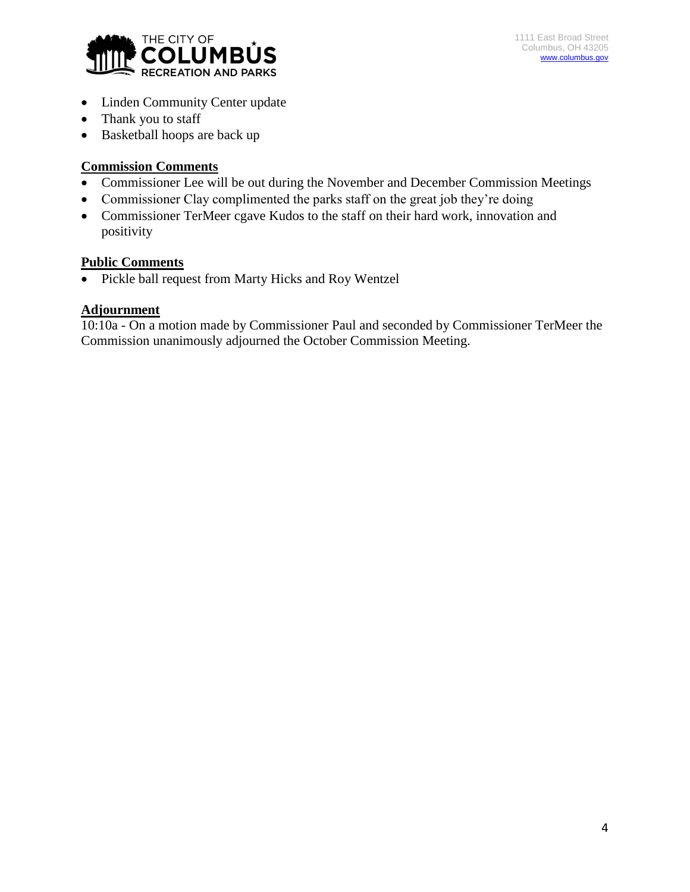- Linden Community Center update
- Thank you to staff
- Basketball hoops are back up

## Commission Comments

- Commissioner Lee will be out during the November and December Commission Meetings
- Commissioner Clay complimented the parks staff on the great job they're doing
- Commissioner TerMeer cgave Kudos to the staff on their hard work, innovation and positivity

## Public Comments

- Pickle ball request from Marty Hicks and Roy Wentzel

## Adjournment

10:10a - On a motion made by Commissioner Paul and seconded by Commissioner TerMeer the Commission unanimously adjourned the October Commission Meeting.